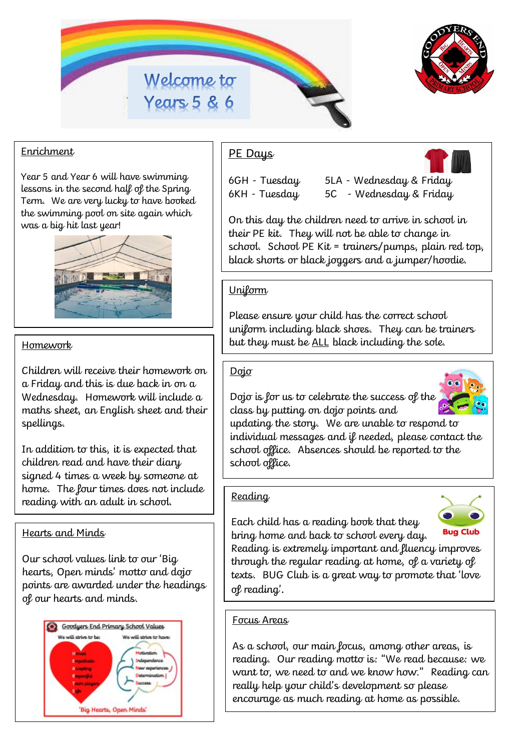# Welcome to Years 5 & 6

## Enrichment

Year 5 and Year 6 will have swimming lessons in the second half of the Spring Term. We are very lucky to have booked the swimming pool on site again which was a big hit last year!

## Homework

Children will receive their homework on a Friday and this is due back in on a Wednesday. Homework will include a maths sheet, an English sheet and their spellings.

In addition to this, it is expected that children read and have their diary signed 4 times a week by someone at home. The four times does not include reading with an adult in school.

## Hearts and Minds

Our school values link to our 'Big hearts, Open minds' motto and dojo points are awarded under the headings of our hearts and minds.

Goodyers End Primary School Values

We will strive to be:
- Honest
- Empathetic
- Accepting
- Respectful
- Team players
- Safe

We will strive to have:
- Motivation
- Independence
- New experiences
- Determination
- Success

'Big Hearts, Open Minds'

## PE Days

6GH - Tuesday
6KH - Tuesday
5LA - Wednesday & Friday
5C - Wednesday & Friday

On this day the children need to arrive in school in their PE kit. They will not be able to change in school. School PE Kit = trainers/pumps, plain red top, black shorts or black joggers and a jumper/hoodie.

## Uniform

Please ensure your child has the correct school uniform including black shoes. They can be trainers but they must be ALL black including the sole.

## Dojo

Dojo is for us to celebrate the success of the class by putting on dojo points and updating the story. We are unable to respond to individual messages and if needed, please contact the school office. Absences should be reported to the school office.

## Reading

Each child has a reading book that they bring home and back to school every day. Reading is extremely important and fluency improves through the regular reading at home, of a variety of texts. BUG Club is a great way to promote that 'love of reading'.

## Focus Areas

As a school, our main focus, among other areas, is reading. Our reading motto is: "We read because: we want to, we need to and we know how." Reading can really help your child's development so please encourage as much reading at home as possible.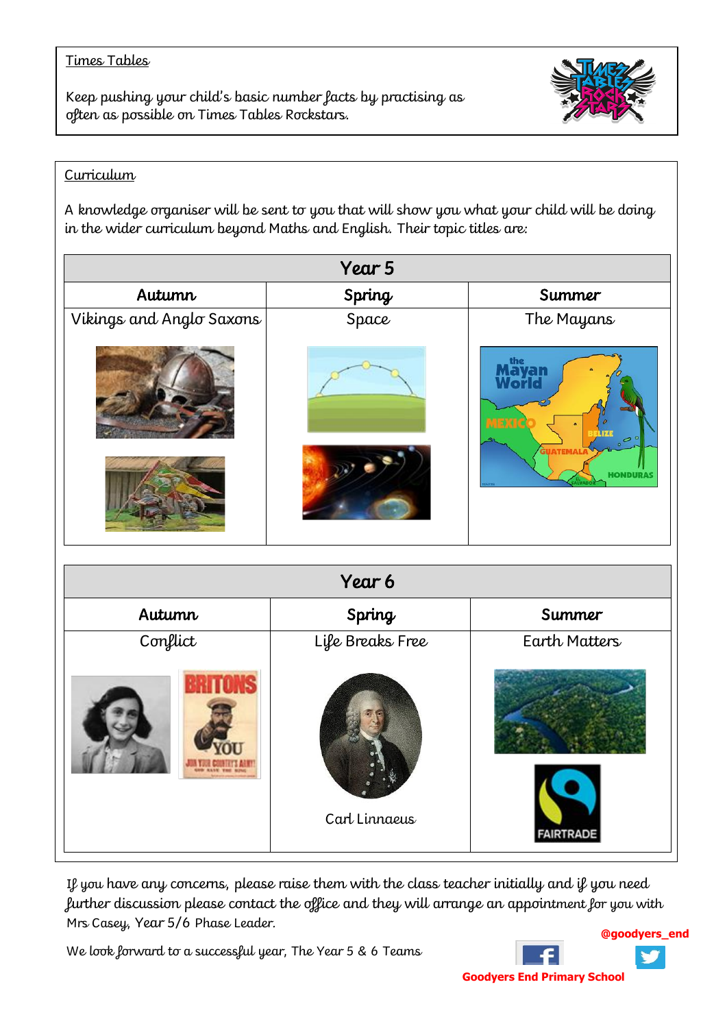Times Tables

Keep pushing your child's basic number facts by practising as often as possible on Times Tables Rockstars.

Curriculum

A knowledge organiser will be sent to you that will show you what your child will be doing in the wider curriculum beyond Maths and English. Their topic titles are:

| Year 5 | | |
|---|---|---|
| **Autumn** | **Spring** | **Summer** |
| Vikings and Anglo Saxons | Space | The Mayans |

| Year 6 | | |
|---|---|---|
| **Autumn** | **Spring** | **Summer** |
| Conflict | Life Breaks Free<br><br>Carl Linnaeus | Earth Matters |

If you have any concerns, please raise them with the class teacher initially and if you need further discussion please contact the office and they will arrange an appointment for you with Mrs Casey, Year 5/6 Phase Leader.

We look forward to a successful year, The Year 5 & 6 Teams

@goodyers_end

Goodyers End Primary School